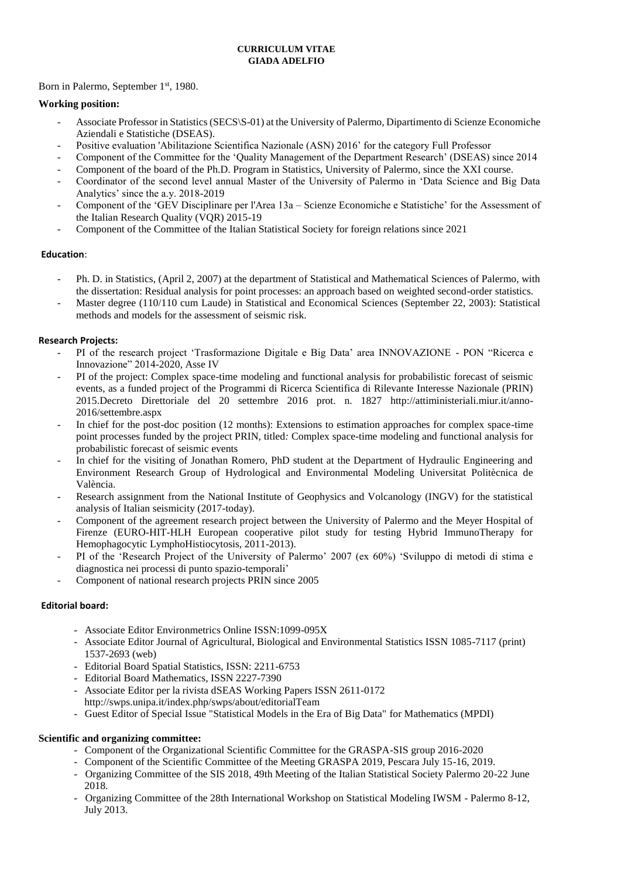**CURRICULUM VITAE**
**GIADA ADELFIO**

Born in Palermo, September 1st, 1980.

**Working position:**

- Associate Professor in Statistics (SECS\S-01) at the University of Palermo, Dipartimento di Scienze Economiche Aziendali e Statistiche (DSEAS).
- Positive evaluation 'Abilitazione Scientifica Nazionale (ASN) 2016' for the category Full Professor
- Component of the Committee for the 'Quality Management of the Department Research' (DSEAS) since 2014
- Component of the board of the Ph.D. Program in Statistics, University of Palermo, since the XXI course.
- Coordinator of the second level annual Master of the University of Palermo in 'Data Science and Big Data Analytics' since the a.y. 2018-2019
- Component of the 'GEV Disciplinare per l'Area 13a – Scienze Economiche e Statistiche' for the Assessment of the Italian Research Quality (VQR) 2015-19
- Component of the Committee of the Italian Statistical Society for foreign relations since 2021

**Education**:

- Ph. D. in Statistics, (April 2, 2007) at the department of Statistical and Mathematical Sciences of Palermo, with the dissertation: Residual analysis for point processes: an approach based on weighted second-order statistics.
- Master degree (110/110 cum Laude) in Statistical and Economical Sciences (September 22, 2003): Statistical methods and models for the assessment of seismic risk.

**Research Projects:**

- PI of the research project 'Trasformazione Digitale e Big Data' area INNOVAZIONE - PON "Ricerca e Innovazione" 2014-2020, Asse IV
- PI of the project: Complex space-time modeling and functional analysis for probabilistic forecast of seismic events, as a funded project of the Programmi di Ricerca Scientifica di Rilevante Interesse Nazionale (PRIN) 2015.Decreto Direttoriale del 20 settembre 2016 prot. n. 1827 http://attiministeriali.miur.it/anno-2016/settembre.aspx
- In chief for the post-doc position (12 months): Extensions to estimation approaches for complex space-time point processes funded by the project PRIN, titled*:* Complex space-time modeling and functional analysis for probabilistic forecast of seismic events
- In chief for the visiting of Jonathan Romero, PhD student at the Department of Hydraulic Engineering and Environment Research Group of Hydrological and Environmental Modeling Universitat Politècnica de València.
- Research assignment from the National Institute of Geophysics and Volcanology (INGV) for the statistical analysis of Italian seismicity (2017-today).
- Component of the agreement research project between the University of Palermo and the Meyer Hospital of Firenze (EURO-HIT-HLH European cooperative pilot study for testing Hybrid ImmunoTherapy for Hemophagocytic LymphoHistiocytosis, 2011-2013).
- PI of the 'Research Project of the University of Palermo' 2007 (ex 60%) 'Sviluppo di metodi di stima e diagnostica nei processi di punto spazio-temporali'
- Component of national research projects PRIN since 2005

**Editorial board:**

- Associate Editor Environmetrics Online ISSN:1099-095X
- Associate Editor Journal of Agricultural, Biological and Environmental Statistics ISSN 1085-7117 (print) 1537-2693 (web)
- Editorial Board Spatial Statistics, ISSN: 2211-6753
- Editorial Board Mathematics, ISSN 2227-7390
- Associate Editor per la rivista dSEAS Working Papers ISSN 2611-0172 http://swps.unipa.it/index.php/swps/about/editorialTeam
- Guest Editor of Special Issue "Statistical Models in the Era of Big Data" for Mathematics (MPDI)

**Scientific and organizing committee:**

- Component of the Organizational Scientific Committee for the GRASPA-SIS group 2016-2020
- Component of the Scientific Committee of the Meeting GRASPA 2019, Pescara July 15-16, 2019.
- Organizing Committee of the SIS 2018, 49th Meeting of the Italian Statistical Society Palermo 20-22 June 2018.
- Organizing Committee of the 28th International Workshop on Statistical Modeling IWSM - Palermo 8-12, July 2013.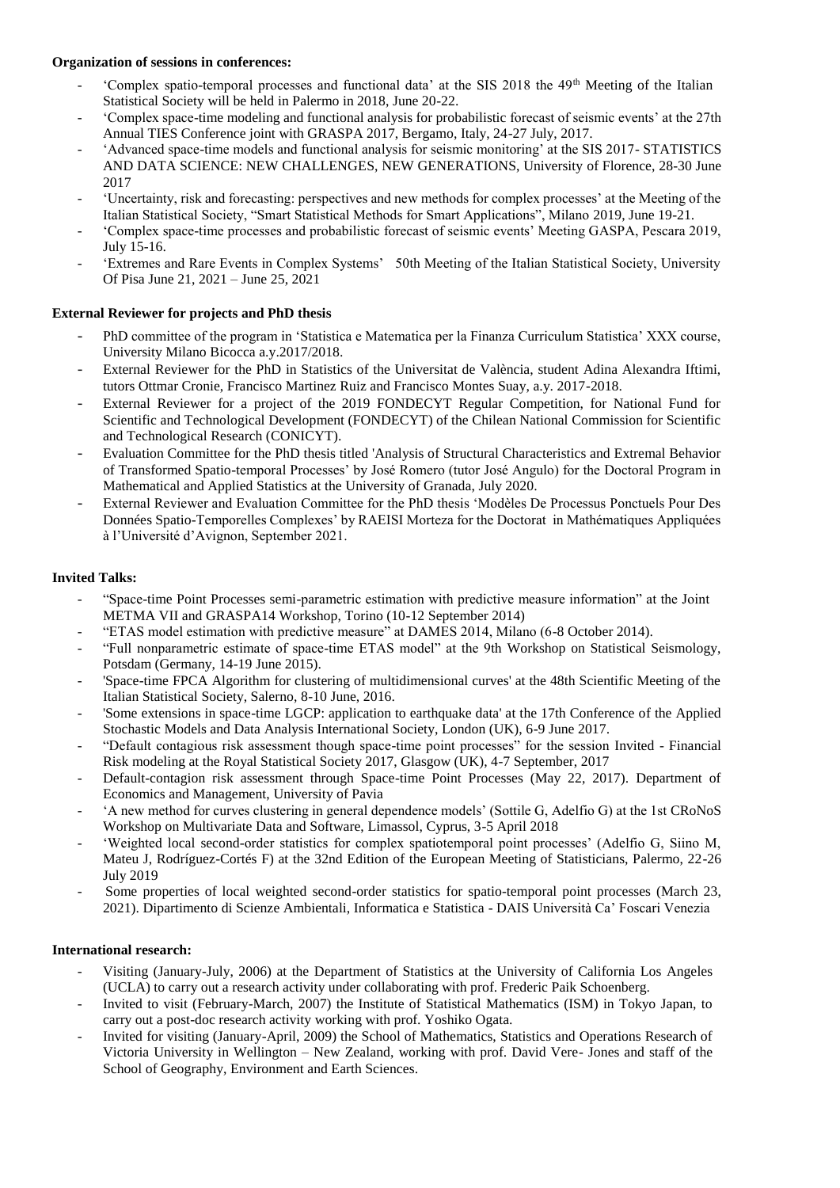**Organization of sessions in conferences:**

- 'Complex spatio-temporal processes and functional data' at the SIS 2018 the 49th Meeting of the Italian Statistical Society will be held in Palermo in 2018, June 20-22.
- 'Complex space-time modeling and functional analysis for probabilistic forecast of seismic events' at the 27th Annual TIES Conference joint with GRASPA 2017, Bergamo, Italy, 24-27 July, 2017.
- 'Advanced space-time models and functional analysis for seismic monitoring' at the SIS 2017- STATISTICS AND DATA SCIENCE: NEW CHALLENGES, NEW GENERATIONS, University of Florence, 28-30 June 2017
- 'Uncertainty, risk and forecasting: perspectives and new methods for complex processes' at the Meeting of the Italian Statistical Society, "Smart Statistical Methods for Smart Applications", Milano 2019, June 19-21.
- 'Complex space-time processes and probabilistic forecast of seismic events' Meeting GASPA, Pescara 2019, July 15-16.
- 'Extremes and Rare Events in Complex Systems' 50th Meeting of the Italian Statistical Society, University Of Pisa June 21, 2021 – June 25, 2021

**External Reviewer for projects and PhD thesis**

- PhD committee of the program in 'Statistica e Matematica per la Finanza Curriculum Statistica' XXX course, University Milano Bicocca a.y.2017/2018.
- External Reviewer for the PhD in Statistics of the Universitat de València, student Adina Alexandra Iftimi, tutors Ottmar Cronie, Francisco Martinez Ruiz and Francisco Montes Suay, a.y. 2017-2018.
- External Reviewer for a project of the 2019 FONDECYT Regular Competition, for National Fund for Scientific and Technological Development (FONDECYT) of the Chilean National Commission for Scientific and Technological Research (CONICYT).
- Evaluation Committee for the PhD thesis titled 'Analysis of Structural Characteristics and Extremal Behavior of Transformed Spatio-temporal Processes' by José Romero (tutor José Angulo) for the Doctoral Program in Mathematical and Applied Statistics at the University of Granada, July 2020.
- External Reviewer and Evaluation Committee for the PhD thesis 'Modèles De Processus Ponctuels Pour Des Données Spatio-Temporelles Complexes' by RAEISI Morteza for the Doctorat in Mathématiques Appliquées à l'Université d'Avignon, September 2021.

**Invited Talks:**

- "Space-time Point Processes semi-parametric estimation with predictive measure information" at the Joint METMA VII and GRASPA14 Workshop, Torino (10-12 September 2014)
- "ETAS model estimation with predictive measure" at DAMES 2014, Milano (6-8 October 2014).
- "Full nonparametric estimate of space-time ETAS model" at the 9th Workshop on Statistical Seismology, Potsdam (Germany, 14-19 June 2015).
- 'Space-time FPCA Algorithm for clustering of multidimensional curves' at the 48th Scientific Meeting of the Italian Statistical Society, Salerno, 8-10 June, 2016.
- 'Some extensions in space-time LGCP: application to earthquake data' at the 17th Conference of the Applied Stochastic Models and Data Analysis International Society, London (UK), 6-9 June 2017.
- "Default contagious risk assessment though space-time point processes" for the session Invited - Financial Risk modeling at the Royal Statistical Society 2017, Glasgow (UK), 4-7 September, 2017
- Default-contagion risk assessment through Space-time Point Processes (May 22, 2017). Department of Economics and Management, University of Pavia
- 'A new method for curves clustering in general dependence models' (Sottile G, Adelfio G) at the 1st CRoNoS Workshop on Multivariate Data and Software, Limassol, Cyprus, 3-5 April 2018
- 'Weighted local second-order statistics for complex spatiotemporal point processes' (Adelfio G, Siino M, Mateu J, Rodríguez-Cortés F) at the 32nd Edition of the European Meeting of Statisticians, Palermo, 22-26 July 2019
- Some properties of local weighted second-order statistics for spatio-temporal point processes (March 23, 2021). Dipartimento di Scienze Ambientali, Informatica e Statistica - DAIS Università Ca' Foscari Venezia

**International research:**

- Visiting (January-July, 2006) at the Department of Statistics at the University of California Los Angeles (UCLA) to carry out a research activity under collaborating with prof. Frederic Paik Schoenberg.
- Invited to visit (February-March, 2007) the Institute of Statistical Mathematics (ISM) in Tokyo Japan, to carry out a post-doc research activity working with prof. Yoshiko Ogata.
- Invited for visiting (January-April, 2009) the School of Mathematics, Statistics and Operations Research of Victoria University in Wellington – New Zealand, working with prof. David Vere- Jones and staff of the School of Geography, Environment and Earth Sciences.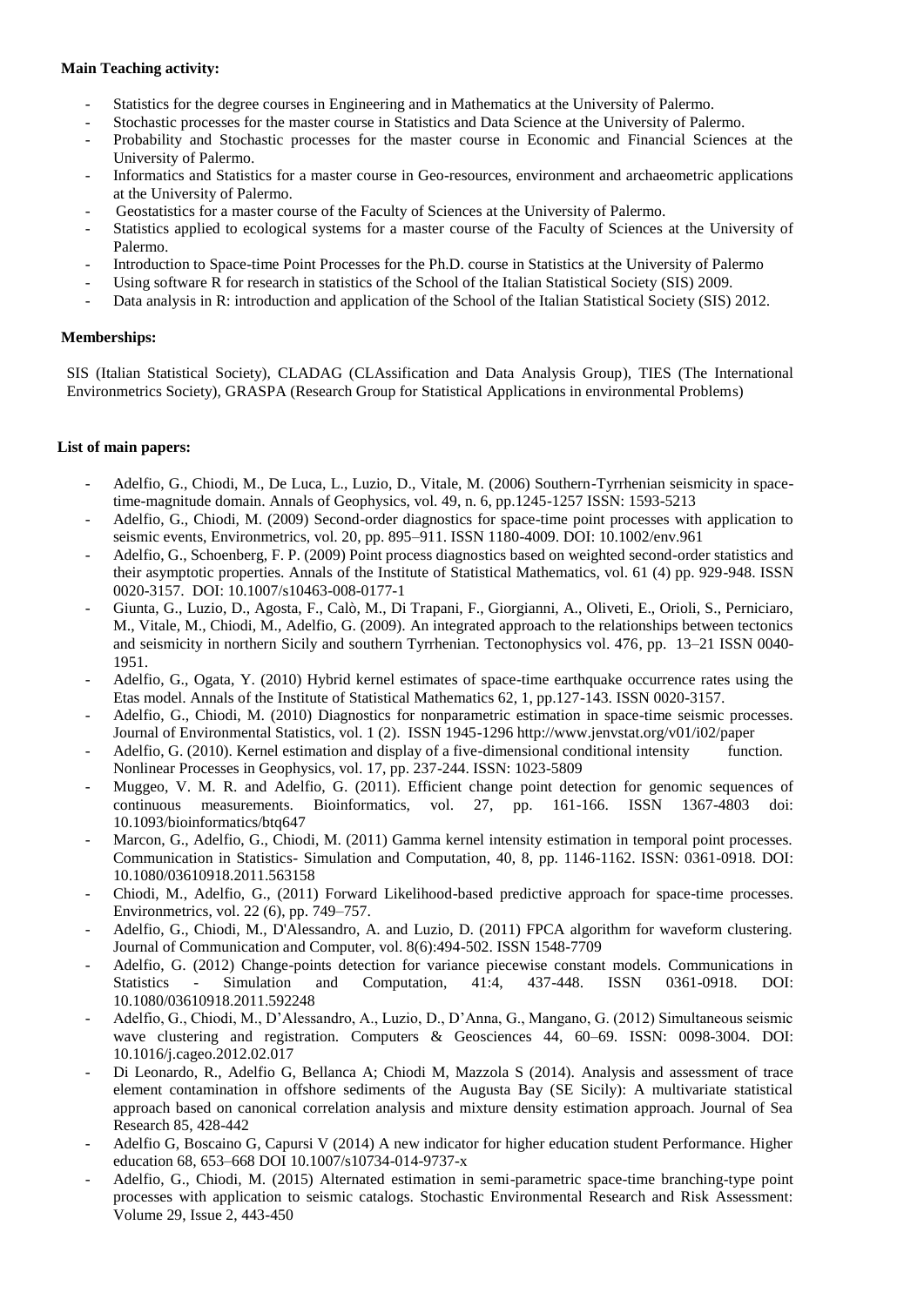**Main Teaching activity:**

- Statistics for the degree courses in Engineering and in Mathematics at the University of Palermo.
- Stochastic processes for the master course in Statistics and Data Science at the University of Palermo.
- Probability and Stochastic processes for the master course in Economic and Financial Sciences at the University of Palermo.
- Informatics and Statistics for a master course in Geo-resources, environment and archaeometric applications at the University of Palermo.
- Geostatistics for a master course of the Faculty of Sciences at the University of Palermo.
- Statistics applied to ecological systems for a master course of the Faculty of Sciences at the University of Palermo.
- Introduction to Space-time Point Processes for the Ph.D. course in Statistics at the University of Palermo
- Using software R for research in statistics of the School of the Italian Statistical Society (SIS) 2009.
- Data analysis in R: introduction and application of the School of the Italian Statistical Society (SIS) 2012.

**Memberships:**

SIS (Italian Statistical Society), CLADAG (CLAssification and Data Analysis Group), TIES (The International Environmetrics Society), GRASPA (Research Group for Statistical Applications in environmental Problems)

**List of main papers:**

- Adelfio, G., Chiodi, M., De Luca, L., Luzio, D., Vitale, M. (2006) Southern-Tyrrhenian seismicity in space-time-magnitude domain. Annals of Geophysics, vol. 49, n. 6, pp.1245-1257 ISSN: 1593-5213
- Adelfio, G., Chiodi, M. (2009) Second-order diagnostics for space-time point processes with application to seismic events, Environmetrics, vol. 20, pp. 895–911. ISSN 1180-4009. DOI: 10.1002/env.961
- Adelfio, G., Schoenberg, F. P. (2009) Point process diagnostics based on weighted second-order statistics and their asymptotic properties. Annals of the Institute of Statistical Mathematics, vol. 61 (4) pp. 929-948. ISSN 0020-3157. DOI: 10.1007/s10463-008-0177-1
- Giunta, G., Luzio, D., Agosta, F., Calò, M., Di Trapani, F., Giorgianni, A., Oliveti, E., Orioli, S., Perniciaro, M., Vitale, M., Chiodi, M., Adelfio, G. (2009). An integrated approach to the relationships between tectonics and seismicity in northern Sicily and southern Tyrrhenian. Tectonophysics vol. 476, pp. 13–21 ISSN 0040-1951.
- Adelfio, G., Ogata, Y. (2010) Hybrid kernel estimates of space-time earthquake occurrence rates using the Etas model. Annals of the Institute of Statistical Mathematics 62, 1, pp.127-143. ISSN 0020-3157.
- Adelfio, G., Chiodi, M. (2010) Diagnostics for nonparametric estimation in space-time seismic processes. Journal of Environmental Statistics, vol. 1 (2). ISSN 1945-1296 http://www.jenvstat.org/v01/i02/paper
- Adelfio, G. (2010). Kernel estimation and display of a five-dimensional conditional intensity function. Nonlinear Processes in Geophysics, vol. 17, pp. 237-244. ISSN: 1023-5809
- Muggeo, V. M. R. and Adelfio, G. (2011). Efficient change point detection for genomic sequences of continuous measurements. Bioinformatics, vol. 27, pp. 161-166. ISSN 1367-4803 doi: 10.1093/bioinformatics/btq647
- Marcon, G., Adelfio, G., Chiodi, M. (2011) Gamma kernel intensity estimation in temporal point processes. Communication in Statistics- Simulation and Computation, 40, 8, pp. 1146-1162. ISSN: 0361-0918. DOI: 10.1080/03610918.2011.563158
- Chiodi, M., Adelfio, G., (2011) Forward Likelihood-based predictive approach for space-time processes. Environmetrics, vol. 22 (6), pp. 749–757.
- Adelfio, G., Chiodi, M., D'Alessandro, A. and Luzio, D. (2011) FPCA algorithm for waveform clustering. Journal of Communication and Computer, vol. 8(6):494-502. ISSN 1548-7709
- Adelfio, G. (2012) Change-points detection for variance piecewise constant models. Communications in Statistics - Simulation and Computation, 41:4, 437-448. ISSN 0361-0918. DOI: 10.1080/03610918.2011.592248
- Adelfio, G., Chiodi, M., D'Alessandro, A., Luzio, D., D'Anna, G., Mangano, G. (2012) Simultaneous seismic wave clustering and registration. Computers & Geosciences 44, 60–69. ISSN: 0098-3004. DOI: 10.1016/j.cageo.2012.02.017
- Di Leonardo, R., Adelfio G, Bellanca A; Chiodi M, Mazzola S (2014). Analysis and assessment of trace element contamination in offshore sediments of the Augusta Bay (SE Sicily): A multivariate statistical approach based on canonical correlation analysis and mixture density estimation approach. Journal of Sea Research 85, 428-442
- Adelfio G, Boscaino G, Capursi V (2014) A new indicator for higher education student Performance. Higher education 68, 653–668 DOI 10.1007/s10734-014-9737-x
- Adelfio, G., Chiodi, M. (2015) Alternated estimation in semi-parametric space-time branching-type point processes with application to seismic catalogs. Stochastic Environmental Research and Risk Assessment: Volume 29, Issue 2, 443-450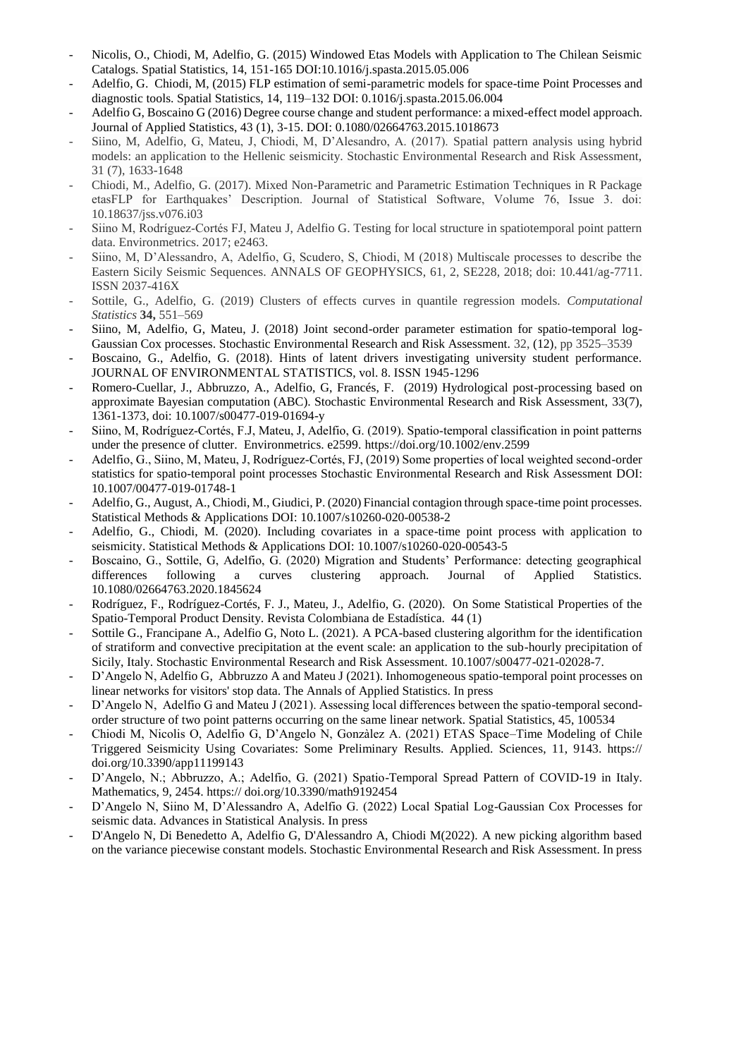- Nicolis, O., Chiodi, M, Adelfio, G. (2015) Windowed Etas Models with Application to The Chilean Seismic Catalogs. Spatial Statistics, 14, 151-165 DOI:10.1016/j.spasta.2015.05.006
- Adelfio, G. Chiodi, M, (2015) FLP estimation of semi-parametric models for space-time Point Processes and diagnostic tools. Spatial Statistics, 14, 119–132 DOI: 0.1016/j.spasta.2015.06.004
- Adelfio G, Boscaino G (2016) Degree course change and student performance: a mixed-effect model approach. Journal of Applied Statistics, 43 (1), 3-15. DOI: 0.1080/02664763.2015.1018673
- Siino, M, Adelfio, G, Mateu, J, Chiodi, M, D'Alesandro, A. (2017). Spatial pattern analysis using hybrid models: an application to the Hellenic seismicity. Stochastic Environmental Research and Risk Assessment, 31 (7), 1633-1648
- Chiodi, M., Adelfio, G. (2017). Mixed Non-Parametric and Parametric Estimation Techniques in R Package etasFLP for Earthquakes' Description. Journal of Statistical Software, Volume 76, Issue 3. doi: 10.18637/jss.v076.i03
- Siino M, Rodríguez-Cortés FJ, Mateu J, Adelfio G. Testing for local structure in spatiotemporal point pattern data. Environmetrics. 2017; e2463.
- Siino, M, D'Alessandro, A, Adelfio, G, Scudero, S, Chiodi, M (2018) Multiscale processes to describe the Eastern Sicily Seismic Sequences. ANNALS OF GEOPHYSICS, 61, 2, SE228, 2018; doi: 10.441/ag-7711. ISSN 2037-416X
- Sottile, G., Adelfio, G. (2019) Clusters of effects curves in quantile regression models. *Computational Statistics* **34,** 551–569
- Siino, M, Adelfio, G, Mateu, J. (2018) Joint second-order parameter estimation for spatio-temporal log-Gaussian Cox processes. Stochastic Environmental Research and Risk Assessment. 32, (12), pp 3525–3539
- Boscaino, G., Adelfio, G. (2018). Hints of latent drivers investigating university student performance. JOURNAL OF ENVIRONMENTAL STATISTICS, vol. 8. ISSN 1945-1296
- Romero-Cuellar, J., Abbruzzo, A., Adelfio, G, Francés, F. (2019) Hydrological post-processing based on approximate Bayesian computation (ABC). Stochastic Environmental Research and Risk Assessment, 33(7), 1361-1373, doi: 10.1007/s00477-019-01694-y
- Siino, M, Rodríguez-Cortés, F.J, Mateu, J, Adelfio, G. (2019). Spatio-temporal classification in point patterns under the presence of clutter. Environmetrics. e2599. https://doi.org/10.1002/env.2599
- Adelfio, G., Siino, M, Mateu, J, Rodríguez-Cortés, FJ, (2019) Some properties of local weighted second-order statistics for spatio-temporal point processes Stochastic Environmental Research and Risk Assessment DOI: 10.1007/00477-019-01748-1
- Adelfio, G., August, A., Chiodi, M., Giudici, P. (2020) Financial contagion through space-time point processes. Statistical Methods & Applications DOI: 10.1007/s10260-020-00538-2
- Adelfio, G., Chiodi, M. (2020). Including covariates in a space-time point process with application to seismicity. Statistical Methods & Applications DOI: 10.1007/s10260-020-00543-5
- Boscaino, G., Sottile, G, Adelfio, G. (2020) Migration and Students' Performance: detecting geographical differences following a curves clustering approach. Journal of Applied Statistics. 10.1080/02664763.2020.1845624
- Rodríguez, F., Rodríguez-Cortés, F. J., Mateu, J., Adelfio, G. (2020). On Some Statistical Properties of the Spatio-Temporal Product Density. Revista Colombiana de Estadística. 44 (1)
- Sottile G., Francipane A., Adelfio G, Noto L. (2021). A PCA-based clustering algorithm for the identification of stratiform and convective precipitation at the event scale: an application to the sub-hourly precipitation of Sicily, Italy. Stochastic Environmental Research and Risk Assessment. 10.1007/s00477-021-02028-7.
- D'Angelo N, Adelfio G, Abbruzzo A and Mateu J (2021). Inhomogeneous spatio-temporal point processes on linear networks for visitors' stop data. The Annals of Applied Statistics. In press
- D'Angelo N, Adelfio G and Mateu J (2021). Assessing local differences between the spatio-temporal second-order structure of two point patterns occurring on the same linear network. Spatial Statistics, 45, 100534
- Chiodi M, Nicolis O, Adelfio G, D'Angelo N, Gonzàlez A. (2021) ETAS Space–Time Modeling of Chile Triggered Seismicity Using Covariates: Some Preliminary Results. Applied. Sciences, 11, 9143. https:// doi.org/10.3390/app11199143
- D'Angelo, N.; Abbruzzo, A.; Adelfio, G. (2021) Spatio-Temporal Spread Pattern of COVID-19 in Italy. Mathematics, 9, 2454. https:// doi.org/10.3390/math9192454
- D'Angelo N, Siino M, D'Alessandro A, Adelfio G. (2022) Local Spatial Log-Gaussian Cox Processes for seismic data. Advances in Statistical Analysis. In press
- D'Angelo N, Di Benedetto A, Adelfio G, D'Alessandro A, Chiodi M(2022). A new picking algorithm based on the variance piecewise constant models. Stochastic Environmental Research and Risk Assessment. In press